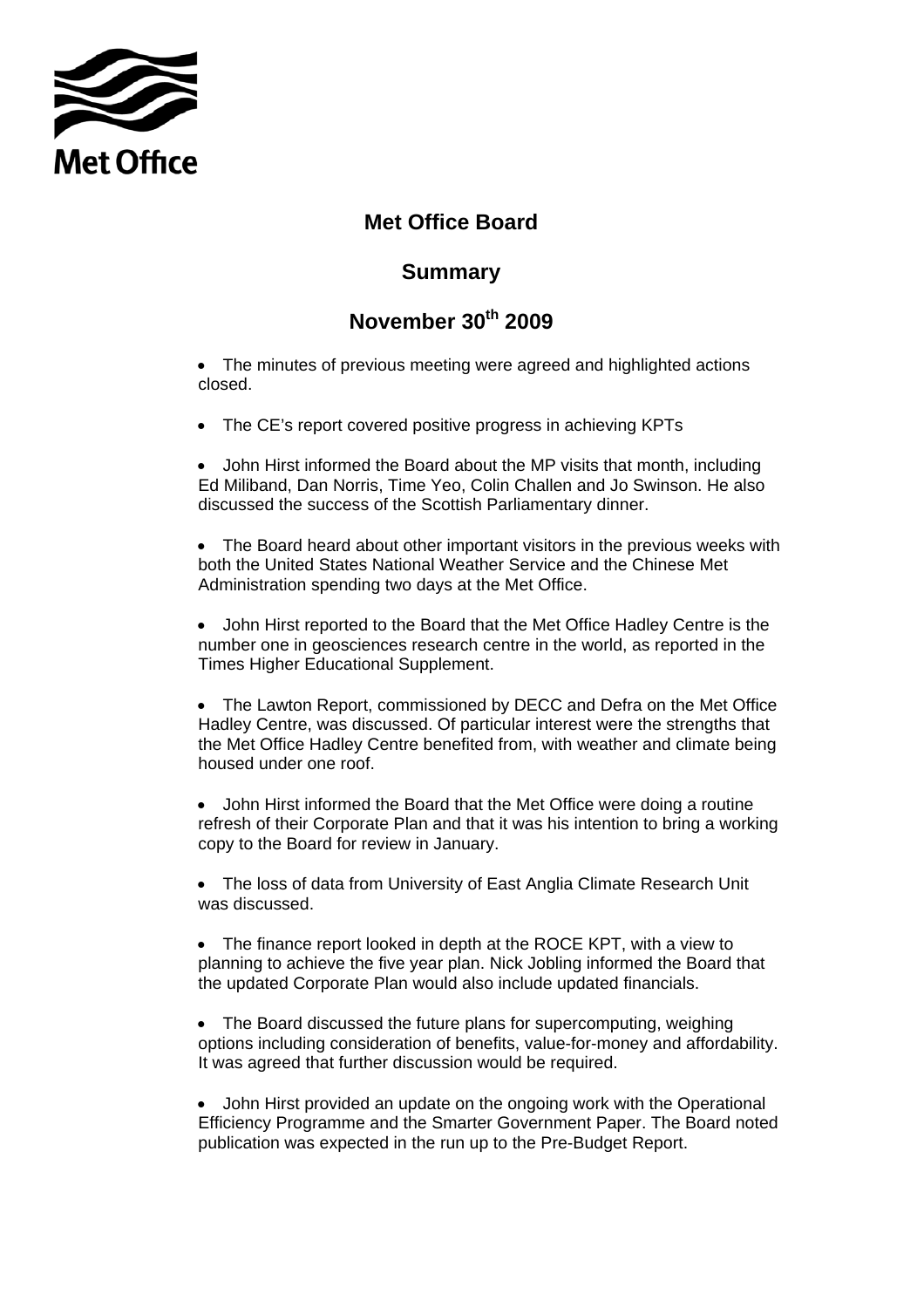Met Office

# Met Office Board

## Summary

## November 30th 2009

- The minutes of previous meeting were agreed and highlighted actions closed.

- The CE's report covered positive progress in achieving KPTs

- John Hirst informed the Board about the MP visits that month, including Ed Miliband, Dan Norris, Time Yeo, Colin Challen and Jo Swinson. He also discussed the success of the Scottish Parliamentary dinner.

- The Board heard about other important visitors in the previous weeks with both the United States National Weather Service and the Chinese Met Administration spending two days at the Met Office.

- John Hirst reported to the Board that the Met Office Hadley Centre is the number one in geosciences research centre in the world, as reported in the Times Higher Educational Supplement.

- The Lawton Report, commissioned by DECC and Defra on the Met Office Hadley Centre, was discussed. Of particular interest were the strengths that the Met Office Hadley Centre benefited from, with weather and climate being housed under one roof.

- John Hirst informed the Board that the Met Office were doing a routine refresh of their Corporate Plan and that it was his intention to bring a working copy to the Board for review in January.

- The loss of data from University of East Anglia Climate Research Unit was discussed.

- The finance report looked in depth at the ROCE KPT, with a view to planning to achieve the five year plan. Nick Jobling informed the Board that the updated Corporate Plan would also include updated financials.

- The Board discussed the future plans for supercomputing, weighing options including consideration of benefits, value-for-money and affordability. It was agreed that further discussion would be required.

- John Hirst provided an update on the ongoing work with the Operational Efficiency Programme and the Smarter Government Paper. The Board noted publication was expected in the run up to the Pre-Budget Report.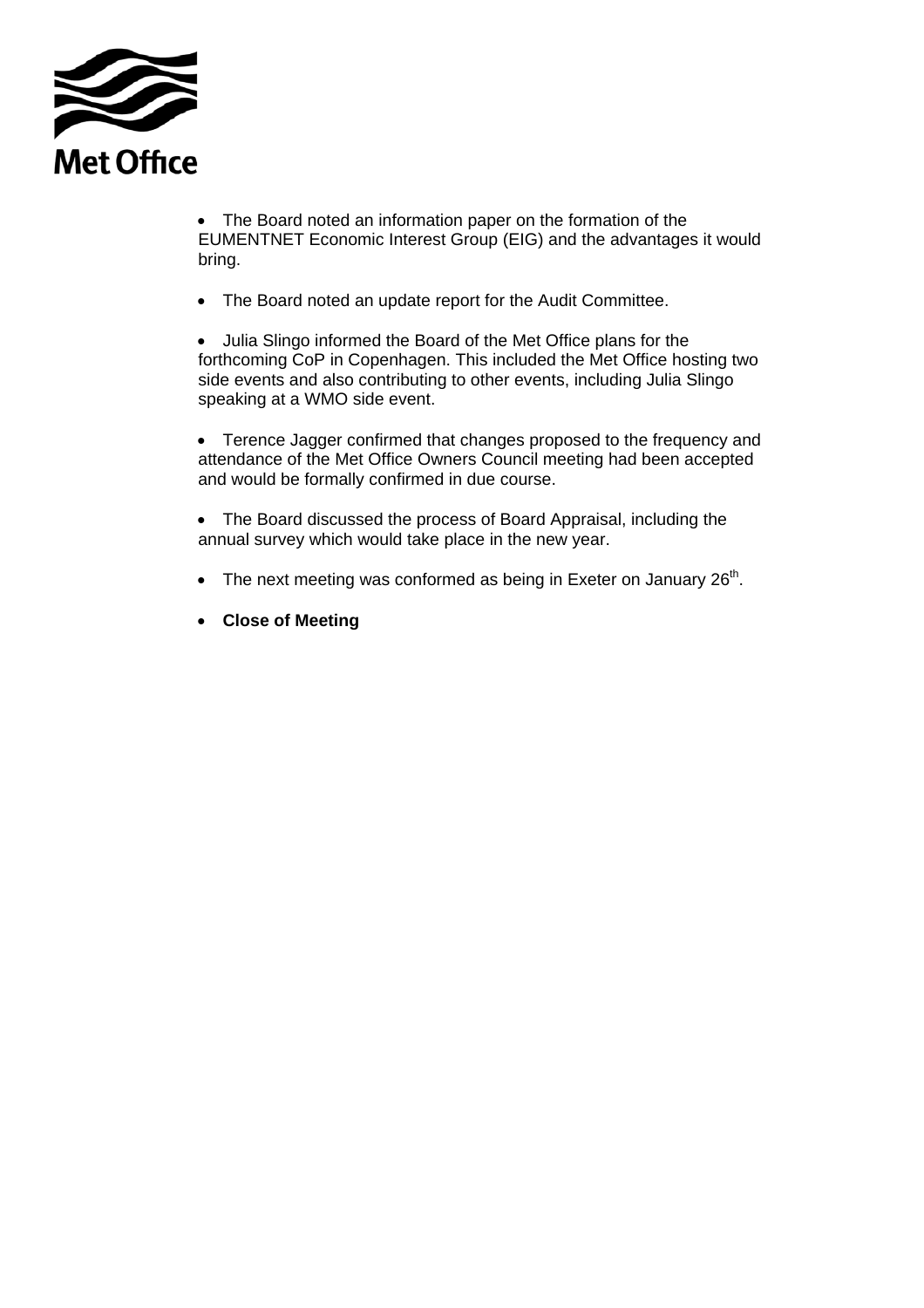- The Board noted an information paper on the formation of the EUMENTNET Economic Interest Group (EIG) and the advantages it would bring.

- The Board noted an update report for the Audit Committee.

- Julia Slingo informed the Board of the Met Office plans for the forthcoming CoP in Copenhagen. This included the Met Office hosting two side events and also contributing to other events, including Julia Slingo speaking at a WMO side event.

- Terence Jagger confirmed that changes proposed to the frequency and attendance of the Met Office Owners Council meeting had been accepted and would be formally confirmed in due course.

- The Board discussed the process of Board Appraisal, including the annual survey which would take place in the new year.

- The next meeting was conformed as being in Exeter on January 26th.

- **Close of Meeting**